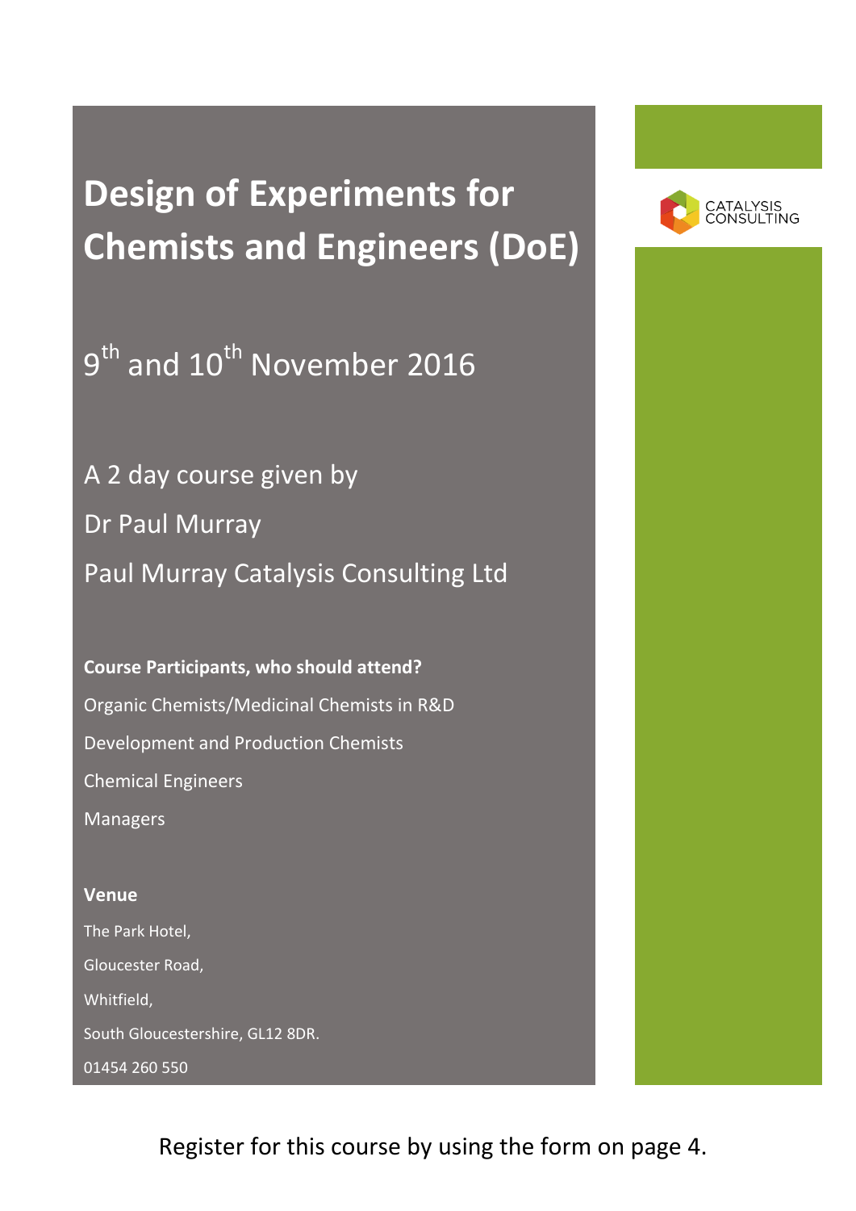# Design of Experiments for Chemists and Engineers (DoE)

CATALYSIS CONSULTING

9th and 10th November 2016

A 2 day course given by

Dr Paul Murray

Paul Murray Catalysis Consulting Ltd

**Course Participants, who should attend?**

Organic Chemists/Medicinal Chemists in R&D

Development and Production Chemists

Chemical Engineers

Managers

**Venue**

The Park Hotel,

Gloucester Road,

Whitfield,

South Gloucestershire, GL12 8DR.

01454 260 550

Register for this course by using the form on page 4.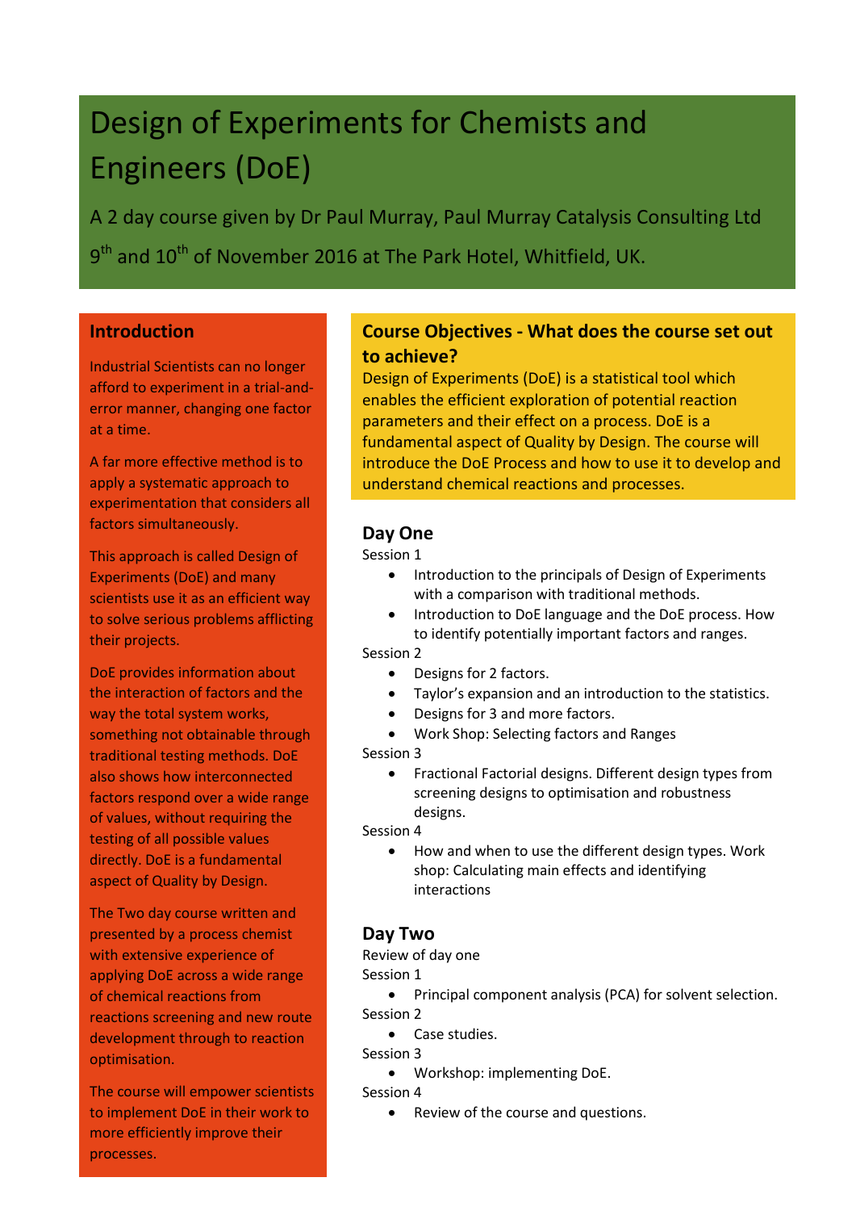# Design of Experiments for Chemists and Engineers (DoE)

A 2 day course given by Dr Paul Murray, Paul Murray Catalysis Consulting Ltd

9th and 10th of November 2016 at The Park Hotel, Whitfield, UK.

## Introduction

Industrial Scientists can no longer afford to experiment in a trial-and-error manner, changing one factor at a time.

A far more effective method is to apply a systematic approach to experimentation that considers all factors simultaneously.

This approach is called Design of Experiments (DoE) and many scientists use it as an efficient way to solve serious problems afflicting their projects.

DoE provides information about the interaction of factors and the way the total system works, something not obtainable through traditional testing methods. DoE also shows how interconnected factors respond over a wide range of values, without requiring the testing of all possible values directly. DoE is a fundamental aspect of Quality by Design.

The Two day course written and presented by a process chemist with extensive experience of applying DoE across a wide range of chemical reactions from reactions screening and new route development through to reaction optimisation.

The course will empower scientists to implement DoE in their work to more efficiently improve their processes.

## Course Objectives - What does the course set out to achieve?

Design of Experiments (DoE) is a statistical tool which enables the efficient exploration of potential reaction parameters and their effect on a process. DoE is a fundamental aspect of Quality by Design. The course will introduce the DoE Process and how to use it to develop and understand chemical reactions and processes.

## Day One

Session 1

- Introduction to the principals of Design of Experiments with a comparison with traditional methods.
- Introduction to DoE language and the DoE process. How to identify potentially important factors and ranges.

Session 2

- Designs for 2 factors.
- Taylor's expansion and an introduction to the statistics.
- Designs for 3 and more factors.
- Work Shop: Selecting factors and Ranges

Session 3

- Fractional Factorial designs. Different design types from screening designs to optimisation and robustness designs.

Session 4

- How and when to use the different design types. Work shop: Calculating main effects and identifying interactions

## Day Two

Review of day one

Session 1

- Principal component analysis (PCA) for solvent selection.

Session 2

- Case studies.

Session 3

- Workshop: implementing DoE.

Session 4

- Review of the course and questions.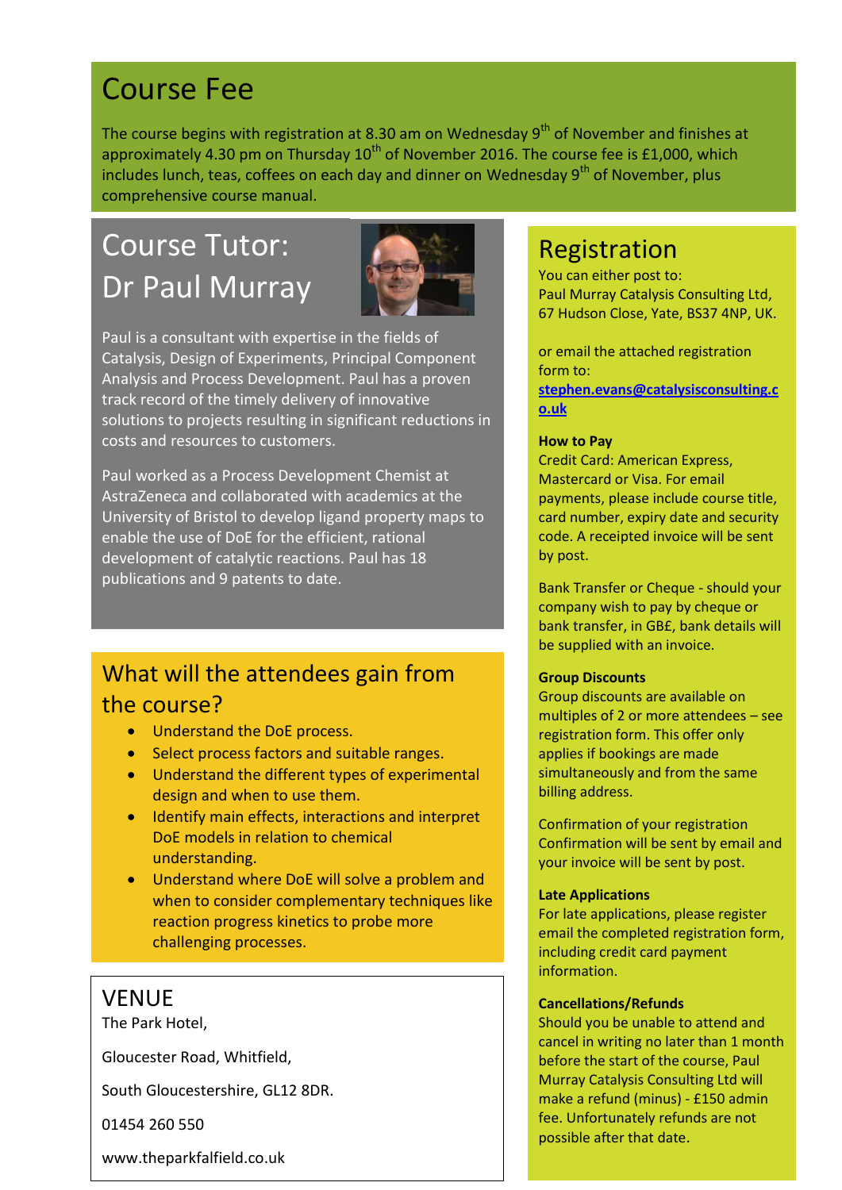# Course Fee

The course begins with registration at 8.30 am on Wednesday 9th of November and finishes at approximately 4.30 pm on Thursday 10th of November 2016. The course fee is £1,000, which includes lunch, teas, coffees on each day and dinner on Wednesday 9th of November, plus comprehensive course manual.

# Course Tutor: Dr Paul Murray

Paul is a consultant with expertise in the fields of Catalysis, Design of Experiments, Principal Component Analysis and Process Development. Paul has a proven track record of the timely delivery of innovative solutions to projects resulting in significant reductions in costs and resources to customers.

Paul worked as a Process Development Chemist at AstraZeneca and collaborated with academics at the University of Bristol to develop ligand property maps to enable the use of DoE for the efficient, rational development of catalytic reactions. Paul has 18 publications and 9 patents to date.

# What will the attendees gain from the course?

- Understand the DoE process.
- Select process factors and suitable ranges.
- Understand the different types of experimental design and when to use them.
- Identify main effects, interactions and interpret DoE models in relation to chemical understanding.
- Understand where DoE will solve a problem and when to consider complementary techniques like reaction progress kinetics to probe more challenging processes.

# VENUE

The Park Hotel,

Gloucester Road, Whitfield,

South Gloucestershire, GL12 8DR.

01454 260 550

www.theparkfalfield.co.uk

# Registration

You can either post to:
Paul Murray Catalysis Consulting Ltd, 67 Hudson Close, Yate, BS37 4NP, UK.

or email the attached registration form to:
**stephen.evans@catalysisconsulting.co.uk**

**How to Pay**
Credit Card: American Express, Mastercard or Visa. For email payments, please include course title, card number, expiry date and security code. A receipted invoice will be sent by post.

Bank Transfer or Cheque - should your company wish to pay by cheque or bank transfer, in GB£, bank details will be supplied with an invoice.

**Group Discounts**
Group discounts are available on multiples of 2 or more attendees – see registration form. This offer only applies if bookings are made simultaneously and from the same billing address.

Confirmation of your registration
Confirmation will be sent by email and your invoice will be sent by post.

**Late Applications**
For late applications, please register email the completed registration form, including credit card payment information.

**Cancellations/Refunds**
Should you be unable to attend and cancel in writing no later than 1 month before the start of the course, Paul Murray Catalysis Consulting Ltd will make a refund (minus) - £150 admin fee. Unfortunately refunds are not possible after that date.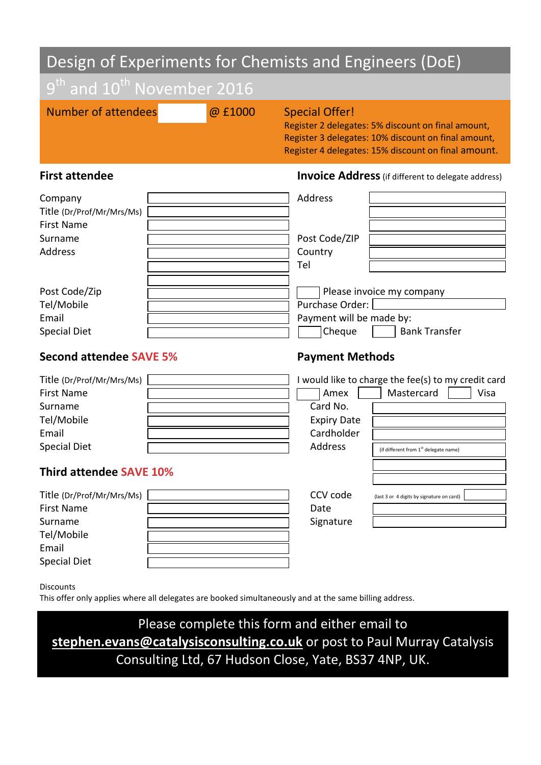# Design of Experiments for Chemists and Engineers (DoE)

## 9th and 10th November 2016

Number of attendees ______ @ £1000

**Special Offer!**
Register 2 delegates: 5% discount on final amount,
Register 3 delegates: 10% discount on final amount,
Register 4 delegates: 15% discount on final amount.

### First attendee

| | |
|---|---|
| Company | |
| Title (Dr/Prof/Mr/Mrs/Ms) | |
| First Name | |
| Surname | |
| Address | |
| | |
| | |
| Post Code/Zip | |
| Tel/Mobile | |
| Email | |
| Special Diet | |

### Invoice Address (if different to delegate address)

| | |
|---|---|
| Address | |
| | |
| | |
| Post Code/ZIP | |
| Country | |
| Tel | |

☐ Please invoice my company

Purchase Order: ______

Payment will be made by:

☐ Cheque ☐ Bank Transfer

### Second attendee SAVE 5%

| | |
|---|---|
| Title (Dr/Prof/Mr/Mrs/Ms) | |
| First Name | |
| Surname | |
| Tel/Mobile | |
| Email | |
| Special Diet | |

### Payment Methods

I would like to charge the fee(s) to my credit card

☐ Amex ☐ Mastercard ☐ Visa

| | |
|---|---|
| Card No. | |
| Expiry Date | |
| Cardholder | |
| Address | (if different from 1st delegate name) |
| | |
| | |
| CCV code | (last 3 or 4 digits by signature on card) |
| Date | |
| Signature | |

### Third attendee SAVE 10%

| | |
|---|---|
| Title (Dr/Prof/Mr/Mrs/Ms) | |
| First Name | |
| Surname | |
| Tel/Mobile | |
| Email | |
| Special Diet | |

Discounts
This offer only applies where all delegates are booked simultaneously and at the same billing address.

**Please complete this form and either email to stephen.evans@catalysisconsulting.co.uk or post to Paul Murray Catalysis Consulting Ltd, 67 Hudson Close, Yate, BS37 4NP, UK.**